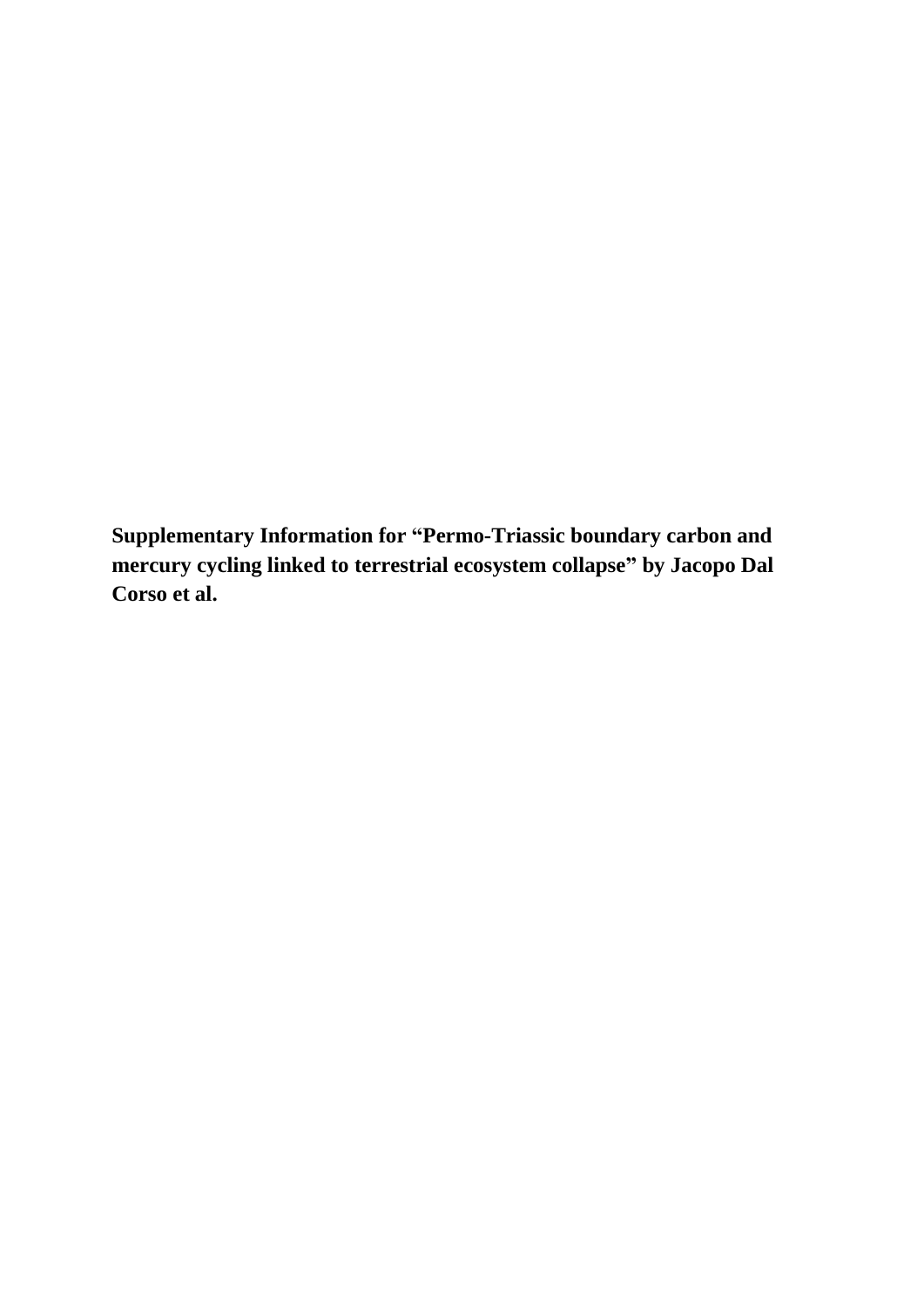**Supplementary Information for "Permo-Triassic boundary carbon and mercury cycling linked to terrestrial ecosystem collapse" by Jacopo Dal Corso et al.**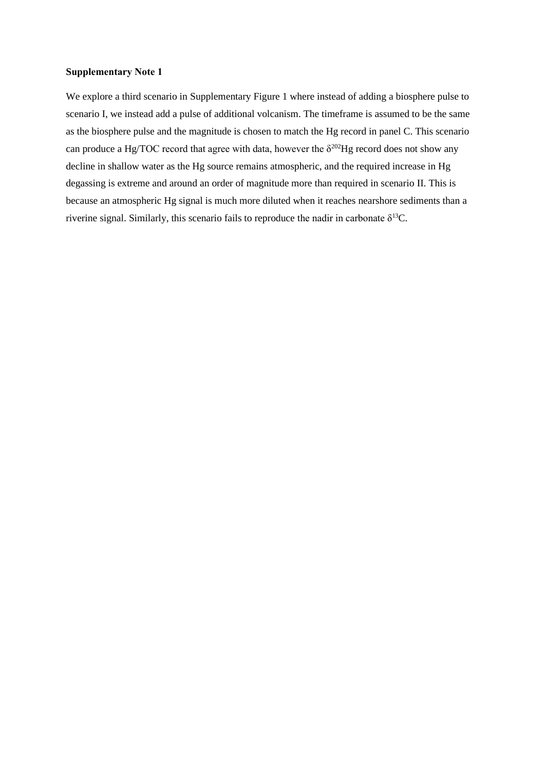**Supplementary Note 1**

We explore a third scenario in Supplementary Figure 1 where instead of adding a biosphere pulse to scenario I, we instead add a pulse of additional volcanism. The timeframe is assumed to be the same as the biosphere pulse and the magnitude is chosen to match the Hg record in panel C. This scenario can produce a Hg/TOC record that agree with data, however the $\delta^{202}$Hg record does not show any decline in shallow water as the Hg source remains atmospheric, and the required increase in Hg degassing is extreme and around an order of magnitude more than required in scenario II. This is because an atmospheric Hg signal is much more diluted when it reaches nearshore sediments than a riverine signal. Similarly, this scenario fails to reproduce the nadir in carbonate $\delta^{13}$C.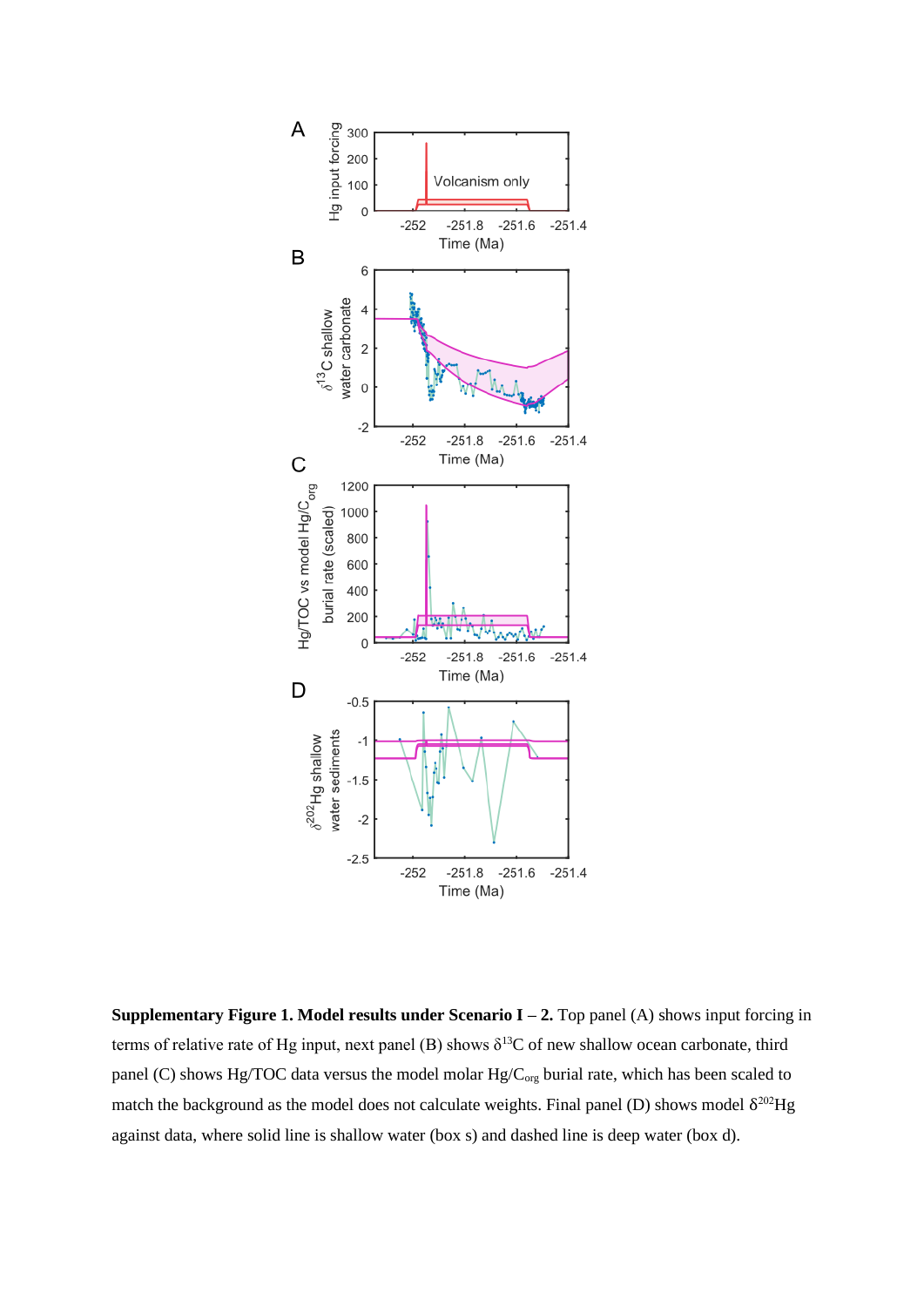A

Hg input forcing

300
200
100
0

Volcanism only

-252 -251.8 -251.6 -251.4

Time (Ma)

B

$\delta^{13}$C shallow water carbonate

6
4
2
0
-2

-252 -251.8 -251.6 -251.4

Time (Ma)

C

Hg/TOC vs model Hg/$C_{org}$ burial rate (scaled)

1200
1000
800
600
400
200
0

-252 -251.8 -251.6 -251.4

Time (Ma)

D

$\delta^{202}$Hg shallow water sediments

-0.5
-1
-1.5
-2
-2.5

-252 -251.8 -251.6 -251.4

Time (Ma)

**Supplementary Figure 1. Model results under Scenario I – 2.** Top panel (A) shows input forcing in terms of relative rate of Hg input, next panel (B) shows $\delta^{13}$C of new shallow ocean carbonate, third panel (C) shows Hg/TOC data versus the model molar Hg/$C_{org}$ burial rate, which has been scaled to match the background as the model does not calculate weights. Final panel (D) shows model $\delta^{202}$Hg against data, where solid line is shallow water (box s) and dashed line is deep water (box d).